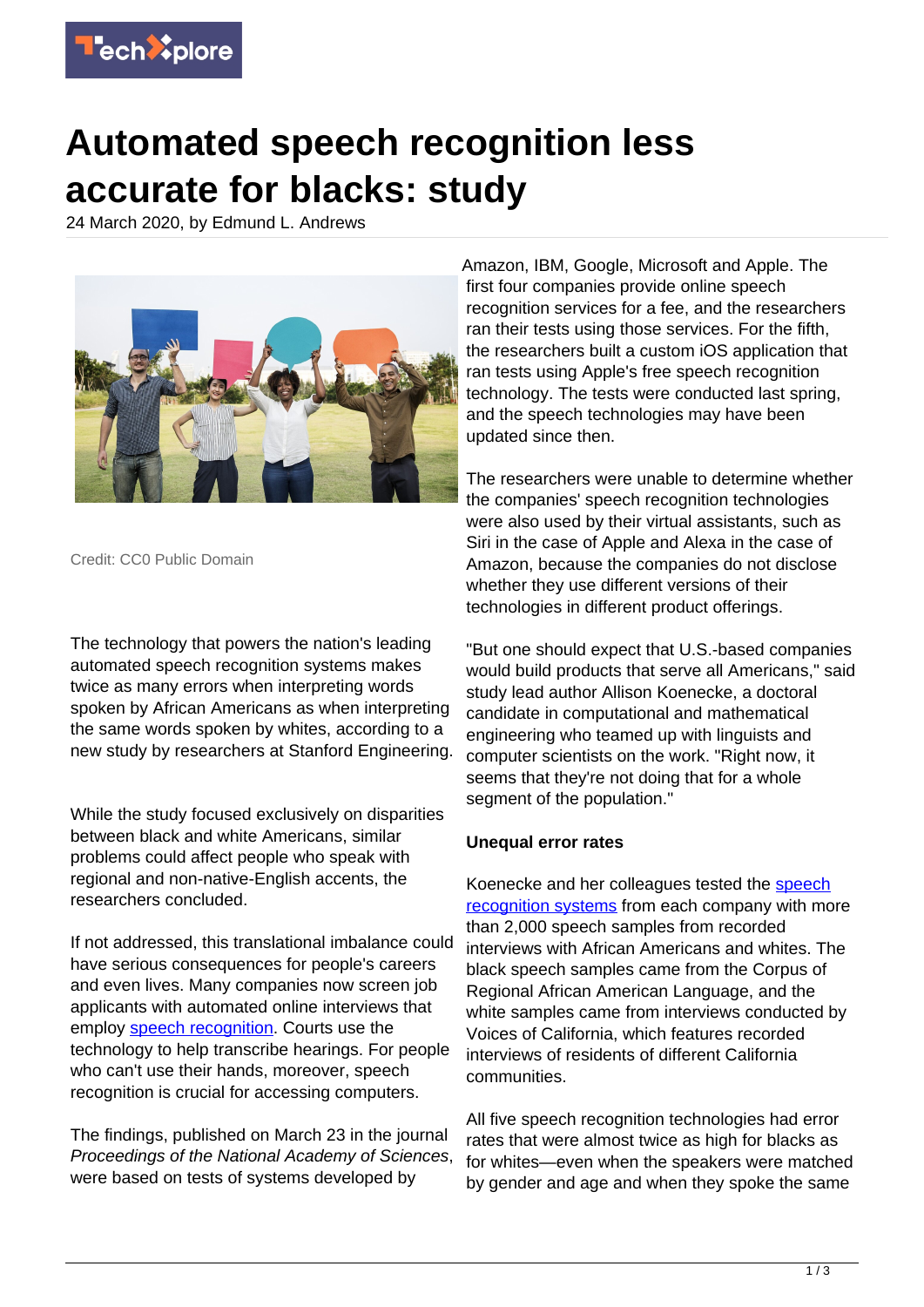# Automated speech recognition less accurate for blacks: study

24 March 2020, by Edmund L. Andrews

Credit: CC0 Public Domain

The technology that powers the nation's leading automated speech recognition systems makes twice as many errors when interpreting words spoken by African Americans as when interpreting the same words spoken by whites, according to a new study by researchers at Stanford Engineering.

While the study focused exclusively on disparities between black and white Americans, similar problems could affect people who speak with regional and non-native-English accents, the researchers concluded.

If not addressed, this translational imbalance could have serious consequences for people's careers and even lives. Many companies now screen job applicants with automated online interviews that employ speech recognition. Courts use the technology to help transcribe hearings. For people who can't use their hands, moreover, speech recognition is crucial for accessing computers.

The findings, published on March 23 in the journal *Proceedings of the National Academy of Sciences*, were based on tests of systems developed by Amazon, IBM, Google, Microsoft and Apple. The first four companies provide online speech recognition services for a fee, and the researchers ran their tests using those services. For the fifth, the researchers built a custom iOS application that ran tests using Apple's free speech recognition technology. The tests were conducted last spring, and the speech technologies may have been updated since then.

The researchers were unable to determine whether the companies' speech recognition technologies were also used by their virtual assistants, such as Siri in the case of Apple and Alexa in the case of Amazon, because the companies do not disclose whether they use different versions of their technologies in different product offerings.

"But one should expect that U.S.-based companies would build products that serve all Americans," said study lead author Allison Koenecke, a doctoral candidate in computational and mathematical engineering who teamed up with linguists and computer scientists on the work. "Right now, it seems that they're not doing that for a whole segment of the population."

**Unequal error rates**

Koenecke and her colleagues tested the speech recognition systems from each company with more than 2,000 speech samples from recorded interviews with African Americans and whites. The black speech samples came from the Corpus of Regional African American Language, and the white samples came from interviews conducted by Voices of California, which features recorded interviews of residents of different California communities.

All five speech recognition technologies had error rates that were almost twice as high for blacks as for whites—even when the speakers were matched by gender and age and when they spoke the same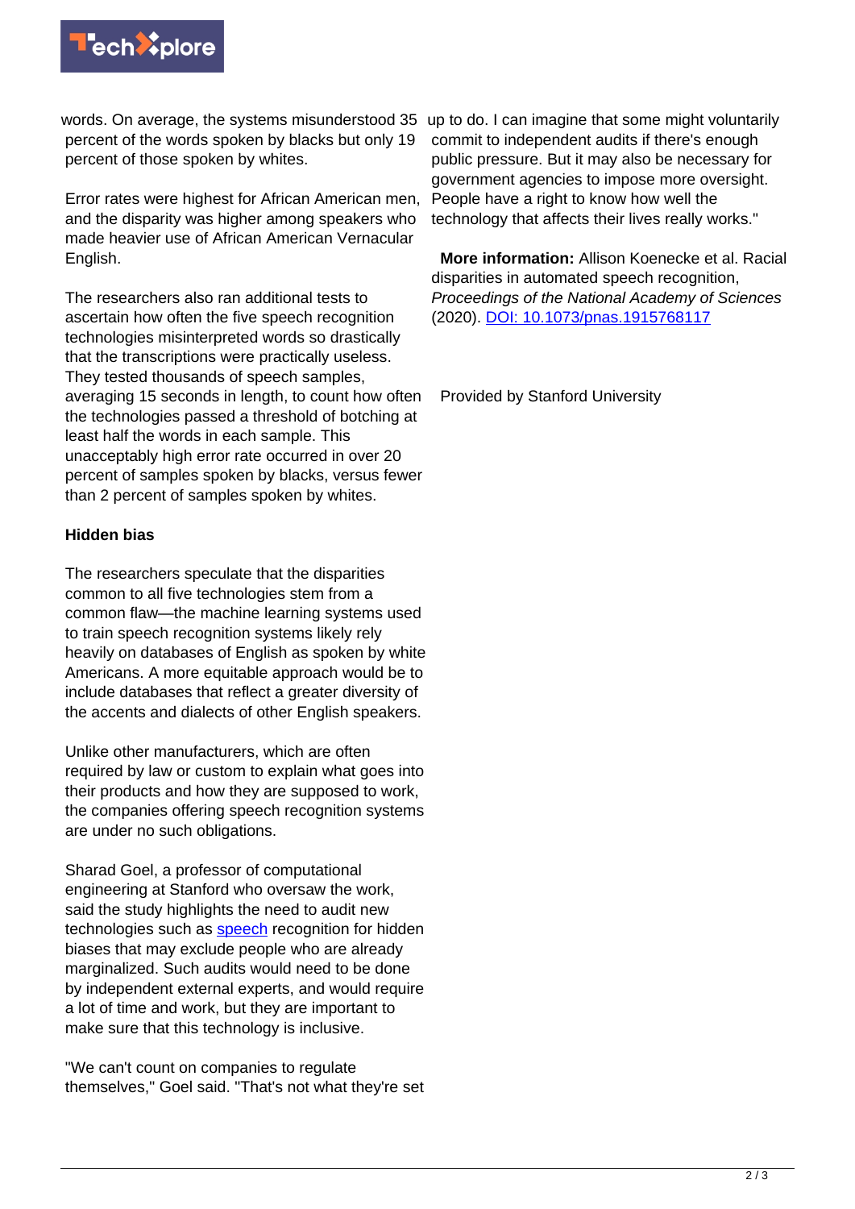words. On average, the systems misunderstood 35 percent of the words spoken by blacks but only 19 percent of those spoken by whites.

Error rates were highest for African American men, and the disparity was higher among speakers who made heavier use of African American Vernacular English.

The researchers also ran additional tests to ascertain how often the five speech recognition technologies misinterpreted words so drastically that the transcriptions were practically useless. They tested thousands of speech samples, averaging 15 seconds in length, to count how often the technologies passed a threshold of botching at least half the words in each sample. This unacceptably high error rate occurred in over 20 percent of samples spoken by blacks, versus fewer than 2 percent of samples spoken by whites.

## Hidden bias

The researchers speculate that the disparities common to all five technologies stem from a common flaw—the machine learning systems used to train speech recognition systems likely rely heavily on databases of English as spoken by white Americans. A more equitable approach would be to include databases that reflect a greater diversity of the accents and dialects of other English speakers.

Unlike other manufacturers, which are often required by law or custom to explain what goes into their products and how they are supposed to work, the companies offering speech recognition systems are under no such obligations.

Sharad Goel, a professor of computational engineering at Stanford who oversaw the work, said the study highlights the need to audit new technologies such as speech recognition for hidden biases that may exclude people who are already marginalized. Such audits would need to be done by independent external experts, and would require a lot of time and work, but they are important to make sure that this technology is inclusive.

"We can't count on companies to regulate themselves," Goel said. "That's not what they're set up to do. I can imagine that some might voluntarily commit to independent audits if there's enough public pressure. But it may also be necessary for government agencies to impose more oversight. People have a right to know how well the technology that affects their lives really works."

**More information:** Allison Koenecke et al. Racial disparities in automated speech recognition, *Proceedings of the National Academy of Sciences* (2020). DOI: 10.1073/pnas.1915768117

Provided by Stanford University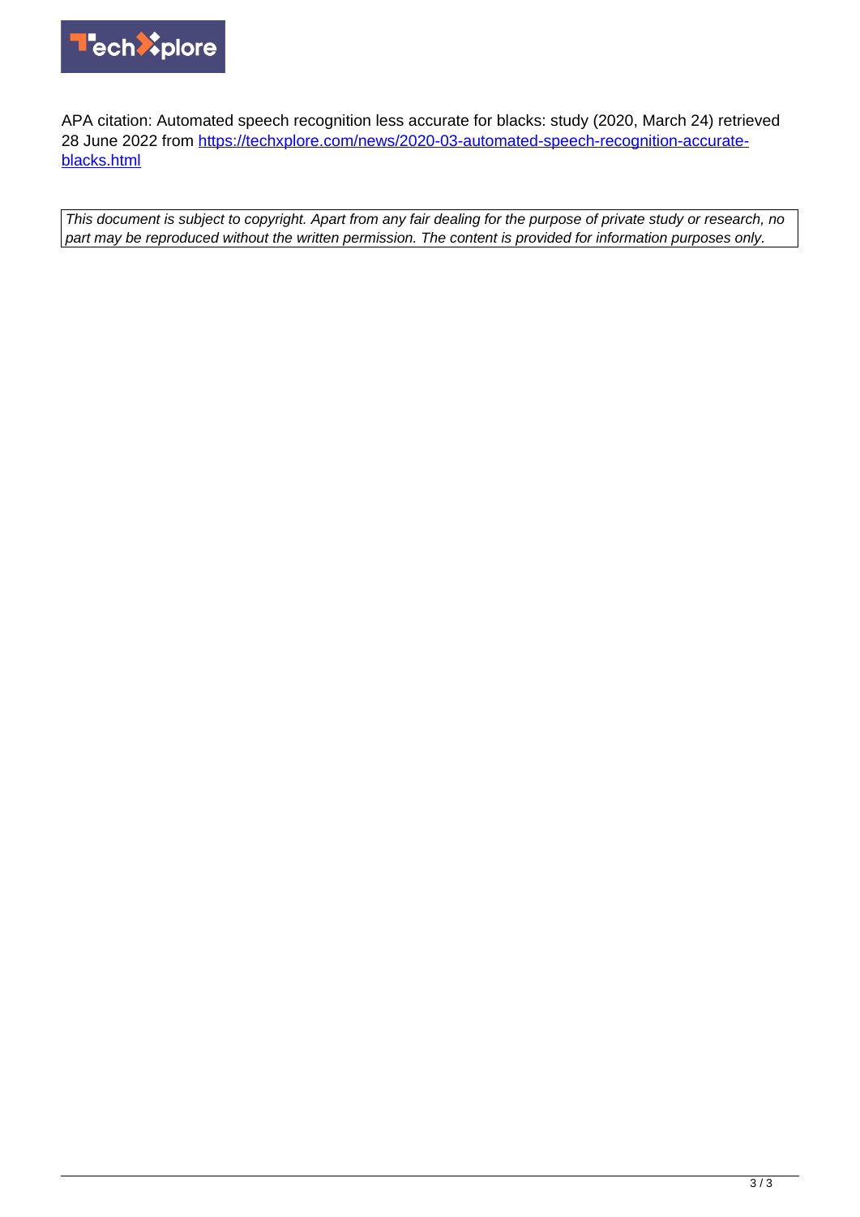APA citation: Automated speech recognition less accurate for blacks: study (2020, March 24) retrieved 28 June 2022 from https://techxplore.com/news/2020-03-automated-speech-recognition-accurate-blacks.html

*This document is subject to copyright. Apart from any fair dealing for the purpose of private study or research, no part may be reproduced without the written permission. The content is provided for information purposes only.*